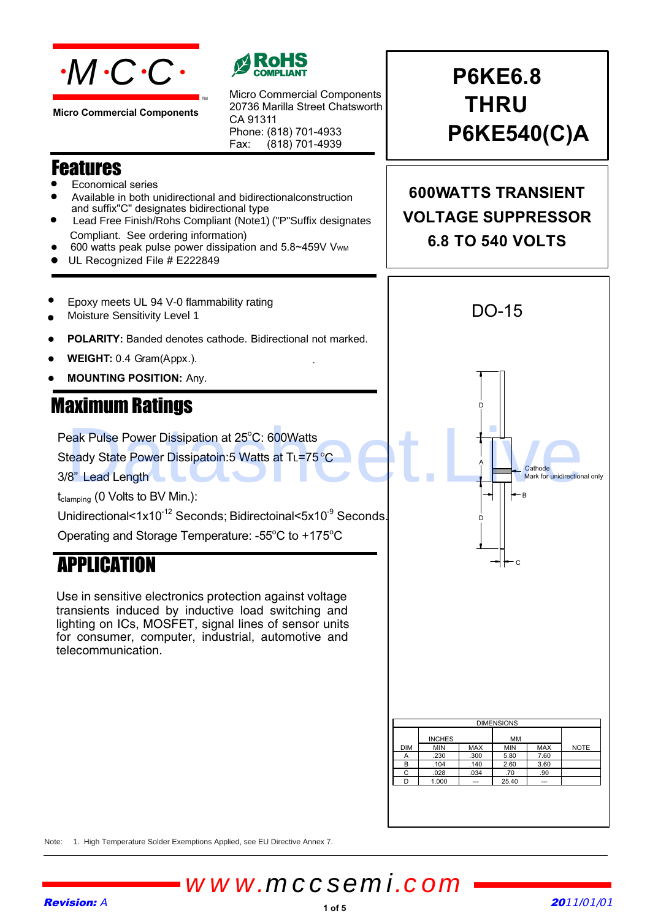·M·C·C·

Micro Commercial Components

RoHS COMPLIANT

Micro Commercial Components
20736 Marilla Street Chatsworth
CA 91311
Phone: (818) 701-4933
Fax: (818) 701-4939

# P6KE6.8 THRU P6KE540(C)A

## 600WATTS TRANSIENT VOLTAGE SUPPRESSOR 6.8 TO 540 VOLTS

## Features

- Economical series
- Available in both unidirectional and bidirectionalconstruction and suffix"C" designates bidirectional type
- Lead Free Finish/Rohs Compliant (Note1) ("P"Suffix designates Compliant. See ordering information)
- 600 watts peak pulse power dissipation and 5.8~459V $V_{WM}$
- UL Recognized File # E222849

- Epoxy meets UL 94 V-0 flammability rating
- Moisture Sensitivity Level 1
- **POLARITY:** Banded denotes cathode. Bidirectional not marked.
- **WEIGHT:** 0.4 Gram(Appx.).
- **MOUNTING POSITION:** Any.

## Maximum Ratings

Peak Pulse Power Dissipation at 25°C: 600Watts

Steady State Power Dissipatoin:5 Watts at $T_L$=75°C

3/8" Lead Length

$t_{clamping}$ (0 Volts to BV Min.):

Unidirectional<$1x10^{-12}$ Seconds; Bidirectoinal<$5x10^{-9}$ Seconds.

Operating and Storage Temperature: -55°C to +175°C

## APPLICATION

Use in sensitive electronics protection against voltage transients induced by inductive load switching and lighting on ICs, MOSFET, signal lines of sensor units for consumer, computer, industrial, automotive and telecommunication.

DO-15

D, A, D, B, C
Cathode
Mark for unidirectional only

| DIMENSIONS | | | | | |
|---|---|---|---|---|---|
| | INCHES | | MM | | |
| DIM | MIN | MAX | MIN | MAX | NOTE |
| A | .230 | .300 | 5.80 | 7.60 | |
| B | .104 | .140 | 2.60 | 3.60 | |
| C | .028 | .034 | .70 | .90 | |
| D | 1.000 | --- | 25.40 | --- | |

Note: 1. High Temperature Solder Exemptions Applied, see EU Directive Annex 7.

www.mccsemi.com

*Revision: A*

*2011/01/01*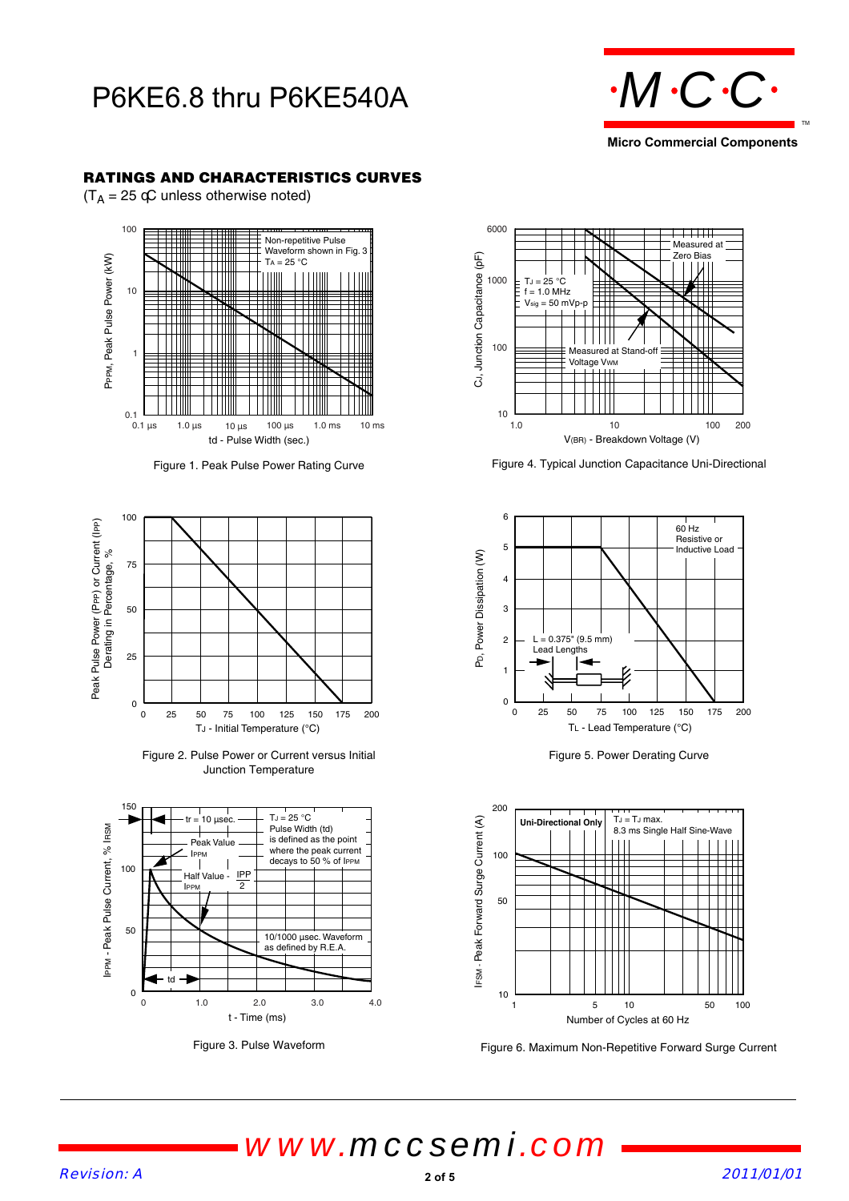# P6KE6.8 thru P6KE540A

## RATINGS AND CHARACTERISTICS CURVES

($T_A$ = 25 °C unless otherwise noted)

Figure 1. Peak Pulse Power Rating Curve

Figure 2. Pulse Power or Current versus Initial Junction Temperature

Figure 3. Pulse Waveform

Figure 4. Typical Junction Capacitance Uni-Directional

Figure 5. Power Derating Curve

Figure 6. Maximum Non-Repetitive Forward Surge Current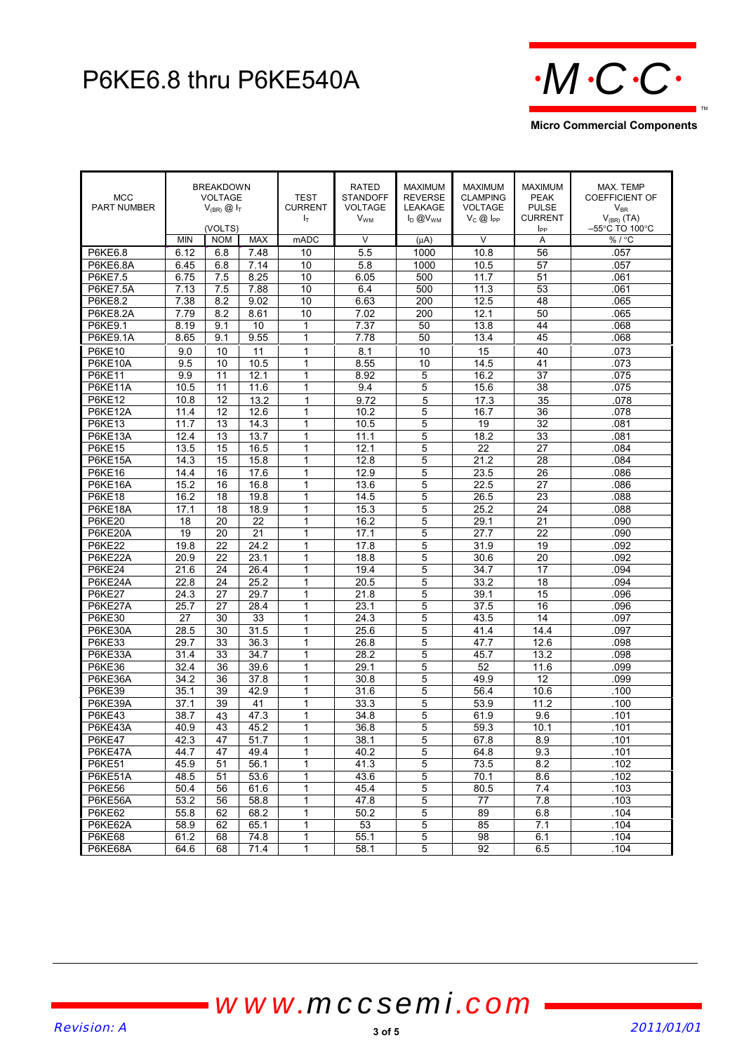# P6KE6.8 thru P6KE540A

| MCC PART NUMBER | BREAKDOWN VOLTAGE $V_{(BR)}$ @ $I_T$ (VOLTS) | | | TEST CURRENT $I_T$ | RATED STANDOFF VOLTAGE $V_{WM}$ | MAXIMUM REVERSE LEAKAGE $I_D$ @$V_{WM}$ | MAXIMUM CLAMPING VOLTAGE $V_C$ @ $I_{PP}$ | MAXIMUM PEAK PULSE CURRENT $I_{PP}$ | MAX. TEMP COEFFICIENT OF $V_{BR}$ $V_{(BR)}$ (TA) –55°C TO 100°C |
|---|---|---|---|---|---|---|---|---|---|
| | MIN | NOM | MAX | mADC | V | (µA) | V | A | % / °C |
| P6KE6.8 | 6.12 | 6.8 | 7.48 | 10 | 5.5 | 1000 | 10.8 | 56 | .057 |
| P6KE6.8A | 6.45 | 6.8 | 7.14 | 10 | 5.8 | 1000 | 10.5 | 57 | .057 |
| P6KE7.5 | 6.75 | 7.5 | 8.25 | 10 | 6.05 | 500 | 11.7 | 51 | .061 |
| P6KE7.5A | 7.13 | 7.5 | 7.88 | 10 | 6.4 | 500 | 11.3 | 53 | .061 |
| P6KE8.2 | 7.38 | 8.2 | 9.02 | 10 | 6.63 | 200 | 12.5 | 48 | .065 |
| P6KE8.2A | 7.79 | 8.2 | 8.61 | 10 | 7.02 | 200 | 12.1 | 50 | .065 |
| P6KE9.1 | 8.19 | 9.1 | 10 | 1 | 7.37 | 50 | 13.8 | 44 | .068 |
| P6KE9.1A | 8.65 | 9.1 | 9.55 | 1 | 7.78 | 50 | 13.4 | 45 | .068 |
| P6KE10 | 9.0 | 10 | 11 | 1 | 8.1 | 10 | 15 | 40 | .073 |
| P6KE10A | 9.5 | 10 | 10.5 | 1 | 8.55 | 10 | 14.5 | 41 | .073 |
| P6KE11 | 9.9 | 11 | 12.1 | 1 | 8.92 | 5 | 16.2 | 37 | .075 |
| P6KE11A | 10.5 | 11 | 11.6 | 1 | 9.4 | 5 | 15.6 | 38 | .075 |
| P6KE12 | 10.8 | 12 | 13.2 | 1 | 9.72 | 5 | 17.3 | 35 | .078 |
| P6KE12A | 11.4 | 12 | 12.6 | 1 | 10.2 | 5 | 16.7 | 36 | .078 |
| P6KE13 | 11.7 | 13 | 14.3 | 1 | 10.5 | 5 | 19 | 32 | .081 |
| P6KE13A | 12.4 | 13 | 13.7 | 1 | 11.1 | 5 | 18.2 | 33 | .081 |
| P6KE15 | 13.5 | 15 | 16.5 | 1 | 12.1 | 5 | 22 | 27 | .084 |
| P6KE15A | 14.3 | 15 | 15.8 | 1 | 12.8 | 5 | 21.2 | 28 | .084 |
| P6KE16 | 14.4 | 16 | 17.6 | 1 | 12.9 | 5 | 23.5 | 26 | .086 |
| P6KE16A | 15.2 | 16 | 16.8 | 1 | 13.6 | 5 | 22.5 | 27 | .086 |
| P6KE18 | 16.2 | 18 | 19.8 | 1 | 14.5 | 5 | 26.5 | 23 | .088 |
| P6KE18A | 17.1 | 18 | 18.9 | 1 | 15.3 | 5 | 25.2 | 24 | .088 |
| P6KE20 | 18 | 20 | 22 | 1 | 16.2 | 5 | 29.1 | 21 | .090 |
| P6KE20A | 19 | 20 | 21 | 1 | 17.1 | 5 | 27.7 | 22 | .090 |
| P6KE22 | 19.8 | 22 | 24.2 | 1 | 17.8 | 5 | 31.9 | 19 | .092 |
| P6KE22A | 20.9 | 22 | 23.1 | 1 | 18.8 | 5 | 30.6 | 20 | .092 |
| P6KE24 | 21.6 | 24 | 26.4 | 1 | 19.4 | 5 | 34.7 | 17 | .094 |
| P6KE24A | 22.8 | 24 | 25.2 | 1 | 20.5 | 5 | 33.2 | 18 | .094 |
| P6KE27 | 24.3 | 27 | 29.7 | 1 | 21.8 | 5 | 39.1 | 15 | .096 |
| P6KE27A | 25.7 | 27 | 28.4 | 1 | 23.1 | 5 | 37.5 | 16 | .096 |
| P6KE30 | 27 | 30 | 33 | 1 | 24.3 | 5 | 43.5 | 14 | .097 |
| P6KE30A | 28.5 | 30 | 31.5 | 1 | 25.6 | 5 | 41.4 | 14.4 | .097 |
| P6KE33 | 29.7 | 33 | 36.3 | 1 | 26.8 | 5 | 47.7 | 12.6 | .098 |
| P6KE33A | 31.4 | 33 | 34.7 | 1 | 28.2 | 5 | 45.7 | 13.2 | .098 |
| P6KE36 | 32.4 | 36 | 39.6 | 1 | 29.1 | 5 | 52 | 11.6 | .099 |
| P6KE36A | 34.2 | 36 | 37.8 | 1 | 30.8 | 5 | 49.9 | 12 | .099 |
| P6KE39 | 35.1 | 39 | 42.9 | 1 | 31.6 | 5 | 56.4 | 10.6 | .100 |
| P6KE39A | 37.1 | 39 | 41 | 1 | 33.3 | 5 | 53.9 | 11.2 | .100 |
| P6KE43 | 38.7 | 43 | 47.3 | 1 | 34.8 | 5 | 61.9 | 9.6 | .101 |
| P6KE43A | 40.9 | 43 | 45.2 | 1 | 36.8 | 5 | 59.3 | 10.1 | .101 |
| P6KE47 | 42.3 | 47 | 51.7 | 1 | 38.1 | 5 | 67.8 | 8.9 | .101 |
| P6KE47A | 44.7 | 47 | 49.4 | 1 | 40.2 | 5 | 64.8 | 9.3 | .101 |
| P6KE51 | 45.9 | 51 | 56.1 | 1 | 41.3 | 5 | 73.5 | 8.2 | .102 |
| P6KE51A | 48.5 | 51 | 53.6 | 1 | 43.6 | 5 | 70.1 | 8.6 | .102 |
| P6KE56 | 50.4 | 56 | 61.6 | 1 | 45.4 | 5 | 80.5 | 7.4 | .103 |
| P6KE56A | 53.2 | 56 | 58.8 | 1 | 47.8 | 5 | 77 | 7.8 | .103 |
| P6KE62 | 55.8 | 62 | 68.2 | 1 | 50.2 | 5 | 89 | 6.8 | .104 |
| P6KE62A | 58.9 | 62 | 65.1 | 1 | 53 | 5 | 85 | 7.1 | .104 |
| P6KE68 | 61.2 | 68 | 74.8 | 1 | 55.1 | 5 | 98 | 6.1 | .104 |
| P6KE68A | 64.6 | 68 | 71.4 | 1 | 58.1 | 5 | 92 | 6.5 | .104 |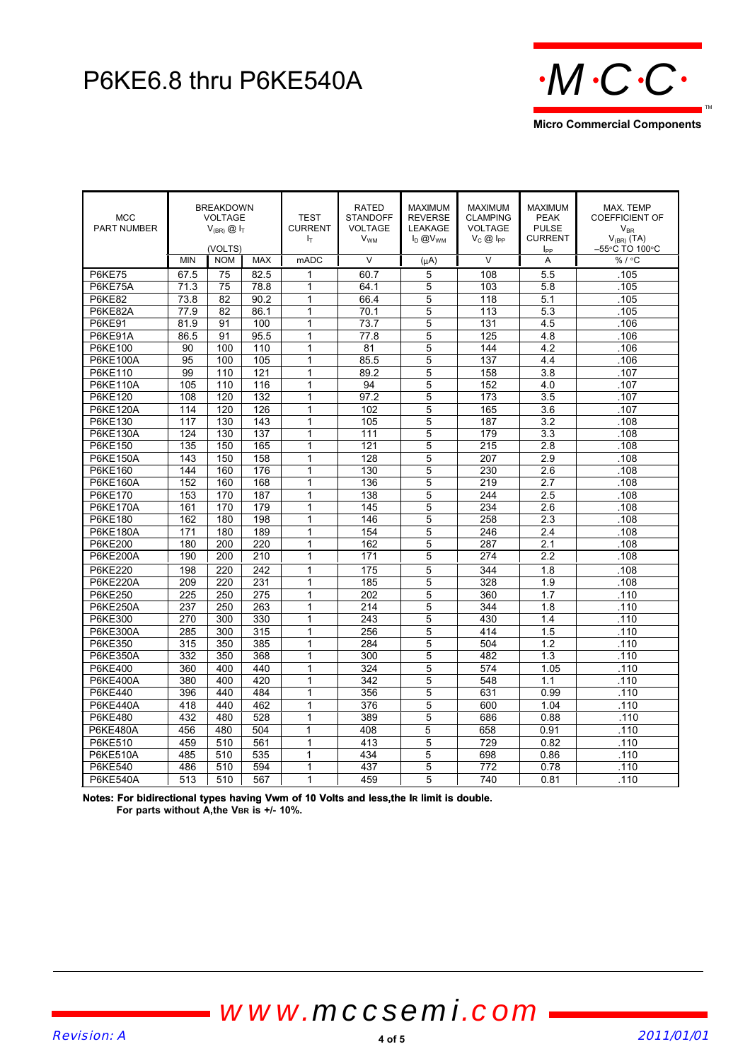# P6KE6.8 thru P6KE540A

| MCC PART NUMBER | BREAKDOWN VOLTAGE $V_{(BR)}$ @ $I_T$ (VOLTS) | | | TEST CURRENT $I_T$ | RATED STANDOFF VOLTAGE $V_{WM}$ | MAXIMUM REVERSE LEAKAGE $I_D$ @ $V_{WM}$ | MAXIMUM CLAMPING VOLTAGE $V_C$ @ $I_{PP}$ | MAXIMUM PEAK PULSE CURRENT $I_{PP}$ | MAX. TEMP COEFFICIENT OF $V_{BR}$ $V_{(BR)}$ (TA) −55°C TO 100°C |
|---|---|---|---|---|---|---|---|---|---|
| | MIN | NOM | MAX | mADC | V | (μA) | V | A | % / °C |
| P6KE75 | 67.5 | 75 | 82.5 | 1 | 60.7 | 5 | 108 | 5.5 | .105 |
| P6KE75A | 71.3 | 75 | 78.8 | 1 | 64.1 | 5 | 103 | 5.8 | .105 |
| P6KE82 | 73.8 | 82 | 90.2 | 1 | 66.4 | 5 | 118 | 5.1 | .105 |
| P6KE82A | 77.9 | 82 | 86.1 | 1 | 70.1 | 5 | 113 | 5.3 | .105 |
| P6KE91 | 81.9 | 91 | 100 | 1 | 73.7 | 5 | 131 | 4.5 | .106 |
| P6KE91A | 86.5 | 91 | 95.5 | 1 | 77.8 | 5 | 125 | 4.8 | .106 |
| P6KE100 | 90 | 100 | 110 | 1 | 81 | 5 | 144 | 4.2 | .106 |
| P6KE100A | 95 | 100 | 105 | 1 | 85.5 | 5 | 137 | 4.4 | .106 |
| P6KE110 | 99 | 110 | 121 | 1 | 89.2 | 5 | 158 | 3.8 | .107 |
| P6KE110A | 105 | 110 | 116 | 1 | 94 | 5 | 152 | 4.0 | .107 |
| P6KE120 | 108 | 120 | 132 | 1 | 97.2 | 5 | 173 | 3.5 | .107 |
| P6KE120A | 114 | 120 | 126 | 1 | 102 | 5 | 165 | 3.6 | .107 |
| P6KE130 | 117 | 130 | 143 | 1 | 105 | 5 | 187 | 3.2 | .108 |
| P6KE130A | 124 | 130 | 137 | 1 | 111 | 5 | 179 | 3.3 | .108 |
| P6KE150 | 135 | 150 | 165 | 1 | 121 | 5 | 215 | 2.8 | .108 |
| P6KE150A | 143 | 150 | 158 | 1 | 128 | 5 | 207 | 2.9 | .108 |
| P6KE160 | 144 | 160 | 176 | 1 | 130 | 5 | 230 | 2.6 | .108 |
| P6KE160A | 152 | 160 | 168 | 1 | 136 | 5 | 219 | 2.7 | .108 |
| P6KE170 | 153 | 170 | 187 | 1 | 138 | 5 | 244 | 2.5 | .108 |
| P6KE170A | 161 | 170 | 179 | 1 | 145 | 5 | 234 | 2.6 | .108 |
| P6KE180 | 162 | 180 | 198 | 1 | 146 | 5 | 258 | 2.3 | .108 |
| P6KE180A | 171 | 180 | 189 | 1 | 154 | 5 | 246 | 2.4 | .108 |
| P6KE200 | 180 | 200 | 220 | 1 | 162 | 5 | 287 | 2.1 | .108 |
| P6KE200A | 190 | 200 | 210 | 1 | 171 | 5 | 274 | 2.2 | .108 |
| P6KE220 | 198 | 220 | 242 | 1 | 175 | 5 | 344 | 1.8 | .108 |
| P6KE220A | 209 | 220 | 231 | 1 | 185 | 5 | 328 | 1.9 | .108 |
| P6KE250 | 225 | 250 | 275 | 1 | 202 | 5 | 360 | 1.7 | .110 |
| P6KE250A | 237 | 250 | 263 | 1 | 214 | 5 | 344 | 1.8 | .110 |
| P6KE300 | 270 | 300 | 330 | 1 | 243 | 5 | 430 | 1.4 | .110 |
| P6KE300A | 285 | 300 | 315 | 1 | 256 | 5 | 414 | 1.5 | .110 |
| P6KE350 | 315 | 350 | 385 | 1 | 284 | 5 | 504 | 1.2 | .110 |
| P6KE350A | 332 | 350 | 368 | 1 | 300 | 5 | 482 | 1.3 | .110 |
| P6KE400 | 360 | 400 | 440 | 1 | 324 | 5 | 574 | 1.05 | .110 |
| P6KE400A | 380 | 400 | 420 | 1 | 342 | 5 | 548 | 1.1 | .110 |
| P6KE440 | 396 | 440 | 484 | 1 | 356 | 5 | 631 | 0.99 | .110 |
| P6KE440A | 418 | 440 | 462 | 1 | 376 | 5 | 600 | 1.04 | .110 |
| P6KE480 | 432 | 480 | 528 | 1 | 389 | 5 | 686 | 0.88 | .110 |
| P6KE480A | 456 | 480 | 504 | 1 | 408 | 5 | 658 | 0.91 | .110 |
| P6KE510 | 459 | 510 | 561 | 1 | 413 | 5 | 729 | 0.82 | .110 |
| P6KE510A | 485 | 510 | 535 | 1 | 434 | 5 | 698 | 0.86 | .110 |
| P6KE540 | 486 | 510 | 594 | 1 | 437 | 5 | 772 | 0.78 | .110 |
| P6KE540A | 513 | 510 | 567 | 1 | 459 | 5 | 740 | 0.81 | .110 |

**Notes: For bidirectional types having Vwm of 10 Volts and less,the $I_R$ limit is double.**
**For parts without A,the $V_{BR}$ is +/- 10%.**

www.mccsemi.com

Revision: A

2011/01/01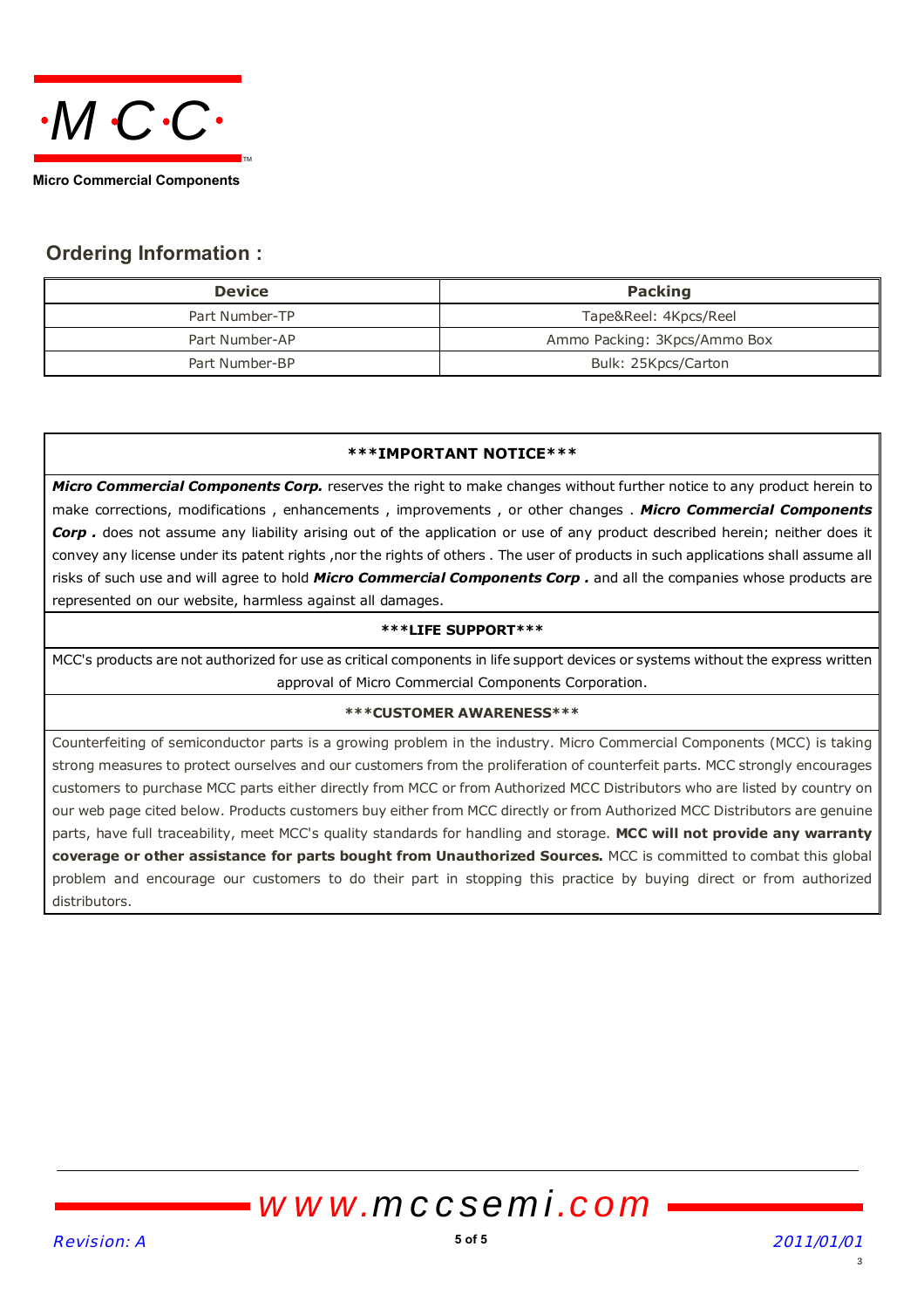·M·C·C·

Micro Commercial Components

## Ordering Information :

| Device | Packing |
|---|---|
| Part Number-TP | Tape&Reel: 4Kpcs/Reel |
| Part Number-AP | Ammo Packing: 3Kpcs/Ammo Box |
| Part Number-BP | Bulk: 25Kpcs/Carton |

**\*\*\*IMPORTANT NOTICE\*\*\***

***Micro Commercial Components Corp.*** reserves the right to make changes without further notice to any product herein to make corrections, modifications , enhancements , improvements , or other changes . ***Micro Commercial Components Corp .*** does not assume any liability arising out of the application or use of any product described herein; neither does it convey any license under its patent rights ,nor the rights of others . The user of products in such applications shall assume all risks of such use and will agree to hold ***Micro Commercial Components Corp .*** and all the companies whose products are represented on our website, harmless against all damages.

**\*\*\*LIFE SUPPORT\*\*\***

MCC's products are not authorized for use as critical components in life support devices or systems without the express written approval of Micro Commercial Components Corporation.

**\*\*\*CUSTOMER AWARENESS\*\*\***

Counterfeiting of semiconductor parts is a growing problem in the industry. Micro Commercial Components (MCC) is taking strong measures to protect ourselves and our customers from the proliferation of counterfeit parts. MCC strongly encourages customers to purchase MCC parts either directly from MCC or from Authorized MCC Distributors who are listed by country on our web page cited below. Products customers buy either from MCC directly or from Authorized MCC Distributors are genuine parts, have full traceability, meet MCC's quality standards for handling and storage. **MCC will not provide any warranty coverage or other assistance for parts bought from Unauthorized Sources.** MCC is committed to combat this global problem and encourage our customers to do their part in stopping this practice by buying direct or from authorized distributors.

*www.mccsemi.com*

*Revision: A* *2011/01/01*